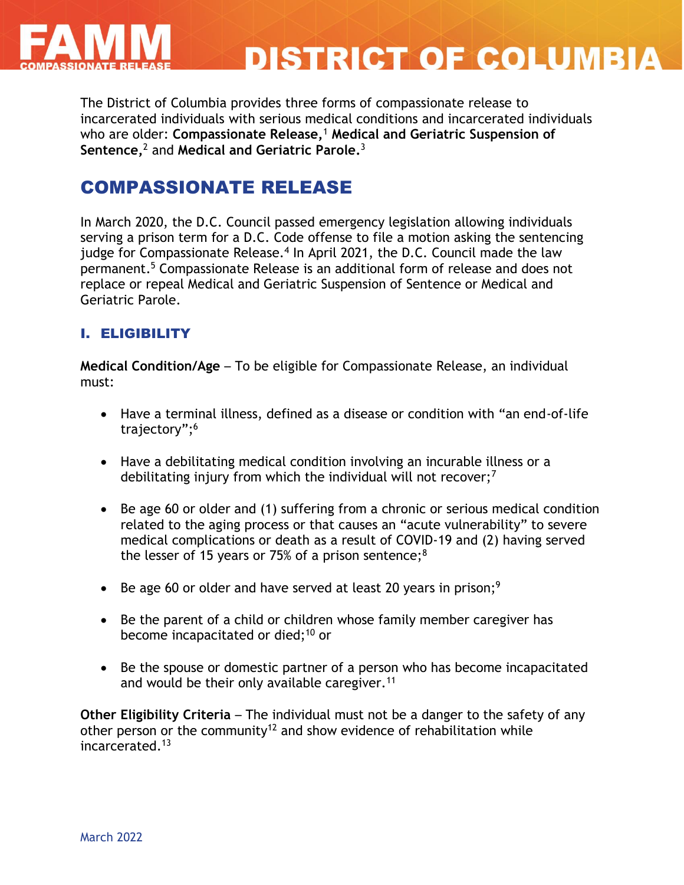# DISTRICT OF COLUMBIA

The District of Columbia provides three forms of compassionate release to incarcerated individuals with serious medical conditions and incarcerated individuals who are older: **Compassionate Release,**[1] **Medical and Geriatric Suspension of Sentence,**[2] and **Medical and Geriatric Parole.**[3]

## COMPASSIONATE RELEASE

In March 2020, the D.C. Council passed emergency legislation allowing individuals serving a prison term for a D.C. Code offense to file a motion asking the sentencing judge for Compassionate Release.[4] In April 2021, the D.C. Council made the law permanent.[5] Compassionate Release is an additional form of release and does not replace or repeal Medical and Geriatric Suspension of Sentence or Medical and Geriatric Parole.

### I. ELIGIBILITY

**Medical Condition/Age** – To be eligible for Compassionate Release, an individual must:

- Have a terminal illness, defined as a disease or condition with "an end-of-life trajectory";[6]
- Have a debilitating medical condition involving an incurable illness or a debilitating injury from which the individual will not recover;[7]
- Be age 60 or older and (1) suffering from a chronic or serious medical condition related to the aging process or that causes an "acute vulnerability" to severe medical complications or death as a result of COVID-19 and (2) having served the lesser of 15 years or 75% of a prison sentence;[8]
- Be age 60 or older and have served at least 20 years in prison;[9]
- Be the parent of a child or children whose family member caregiver has become incapacitated or died;[10] or
- Be the spouse or domestic partner of a person who has become incapacitated and would be their only available caregiver.[11]

**Other Eligibility Criteria** – The individual must not be a danger to the safety of any other person or the community[12] and show evidence of rehabilitation while incarcerated.[13]

March 2022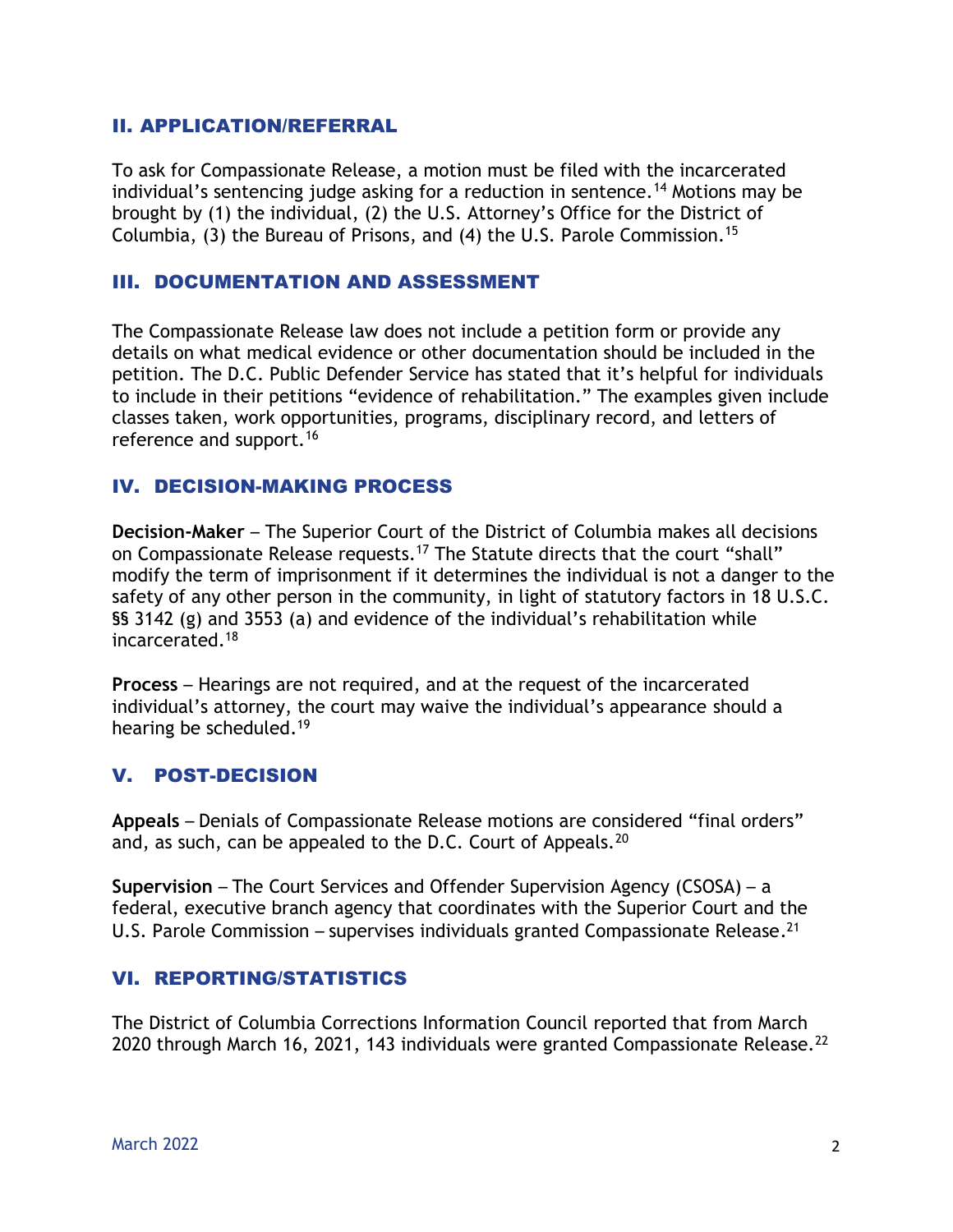## II. APPLICATION/REFERRAL

To ask for Compassionate Release, a motion must be filed with the incarcerated individual's sentencing judge asking for a reduction in sentence.[14] Motions may be brought by (1) the individual, (2) the U.S. Attorney's Office for the District of Columbia, (3) the Bureau of Prisons, and (4) the U.S. Parole Commission.[15]

## III. DOCUMENTATION AND ASSESSMENT

The Compassionate Release law does not include a petition form or provide any details on what medical evidence or other documentation should be included in the petition. The D.C. Public Defender Service has stated that it's helpful for individuals to include in their petitions "evidence of rehabilitation." The examples given include classes taken, work opportunities, programs, disciplinary record, and letters of reference and support.[16]

## IV. DECISION-MAKING PROCESS

**Decision-Maker** – The Superior Court of the District of Columbia makes all decisions on Compassionate Release requests.[17] The Statute directs that the court "shall" modify the term of imprisonment if it determines the individual is not a danger to the safety of any other person in the community, in light of statutory factors in 18 U.S.C. §§ 3142 (g) and 3553 (a) and evidence of the individual's rehabilitation while incarcerated.[18]

**Process** – Hearings are not required, and at the request of the incarcerated individual's attorney, the court may waive the individual's appearance should a hearing be scheduled.[19]

## V. POST-DECISION

**Appeals** – Denials of Compassionate Release motions are considered "final orders" and, as such, can be appealed to the D.C. Court of Appeals.[20]

**Supervision** – The Court Services and Offender Supervision Agency (CSOSA) – a federal, executive branch agency that coordinates with the Superior Court and the U.S. Parole Commission – supervises individuals granted Compassionate Release.[21]

## VI. REPORTING/STATISTICS

The District of Columbia Corrections Information Council reported that from March 2020 through March 16, 2021, 143 individuals were granted Compassionate Release.[22]

March 2022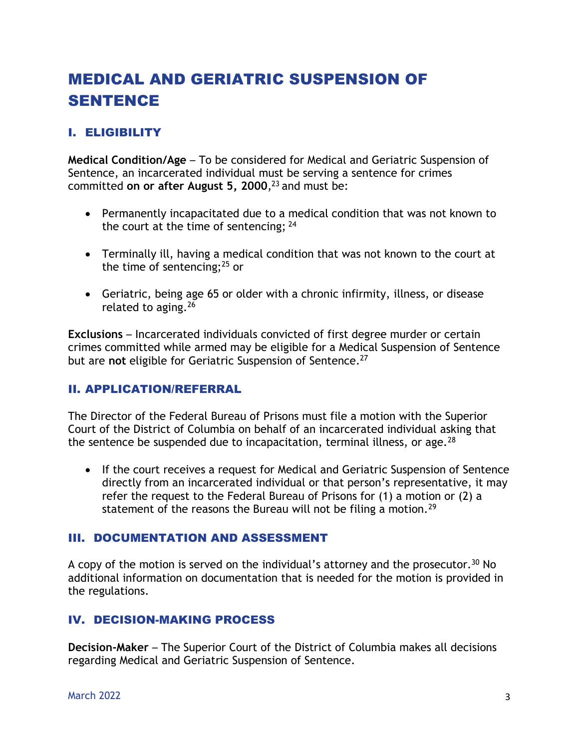# MEDICAL AND GERIATRIC SUSPENSION OF SENTENCE

## I. ELIGIBILITY

**Medical Condition/Age** – To be considered for Medical and Geriatric Suspension of Sentence, an incarcerated individual must be serving a sentence for crimes committed **on or after August 5, 2000**,[23] and must be:

- Permanently incapacitated due to a medical condition that was not known to the court at the time of sentencing; [24]
- Terminally ill, having a medical condition that was not known to the court at the time of sentencing;[25] or
- Geriatric, being age 65 or older with a chronic infirmity, illness, or disease related to aging.[26]

**Exclusions** – Incarcerated individuals convicted of first degree murder or certain crimes committed while armed may be eligible for a Medical Suspension of Sentence but are **not** eligible for Geriatric Suspension of Sentence.[27]

## II. APPLICATION/REFERRAL

The Director of the Federal Bureau of Prisons must file a motion with the Superior Court of the District of Columbia on behalf of an incarcerated individual asking that the sentence be suspended due to incapacitation, terminal illness, or age.[28]

- If the court receives a request for Medical and Geriatric Suspension of Sentence directly from an incarcerated individual or that person's representative, it may refer the request to the Federal Bureau of Prisons for (1) a motion or (2) a statement of the reasons the Bureau will not be filing a motion.[29]

## III. DOCUMENTATION AND ASSESSMENT

A copy of the motion is served on the individual's attorney and the prosecutor.[30] No additional information on documentation that is needed for the motion is provided in the regulations.

## IV. DECISION-MAKING PROCESS

**Decision-Maker** – The Superior Court of the District of Columbia makes all decisions regarding Medical and Geriatric Suspension of Sentence.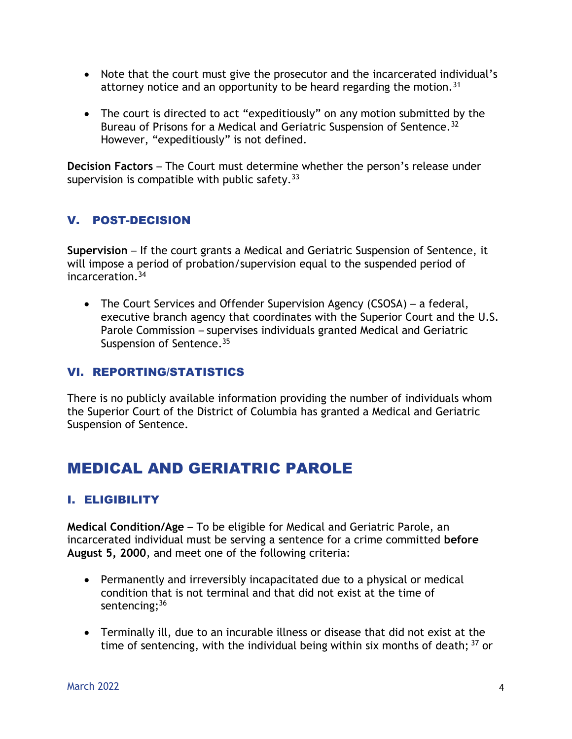- Note that the court must give the prosecutor and the incarcerated individual's attorney notice and an opportunity to be heard regarding the motion.[31]

- The court is directed to act "expeditiously" on any motion submitted by the Bureau of Prisons for a Medical and Geriatric Suspension of Sentence.[32] However, "expeditiously" is not defined.

**Decision Factors** – The Court must determine whether the person's release under supervision is compatible with public safety.[33]

### V. POST-DECISION

**Supervision** – If the court grants a Medical and Geriatric Suspension of Sentence, it will impose a period of probation/supervision equal to the suspended period of incarceration.[34]

- The Court Services and Offender Supervision Agency (CSOSA) – a federal, executive branch agency that coordinates with the Superior Court and the U.S. Parole Commission – supervises individuals granted Medical and Geriatric Suspension of Sentence.[35]

### VI. REPORTING/STATISTICS

There is no publicly available information providing the number of individuals whom the Superior Court of the District of Columbia has granted a Medical and Geriatric Suspension of Sentence.

## MEDICAL AND GERIATRIC PAROLE

### I. ELIGIBILITY

**Medical Condition/Age** – To be eligible for Medical and Geriatric Parole, an incarcerated individual must be serving a sentence for a crime committed **before August 5, 2000**, and meet one of the following criteria:

- Permanently and irreversibly incapacitated due to a physical or medical condition that is not terminal and that did not exist at the time of sentencing;[36]

- Terminally ill, due to an incurable illness or disease that did not exist at the time of sentencing, with the individual being within six months of death; [37] or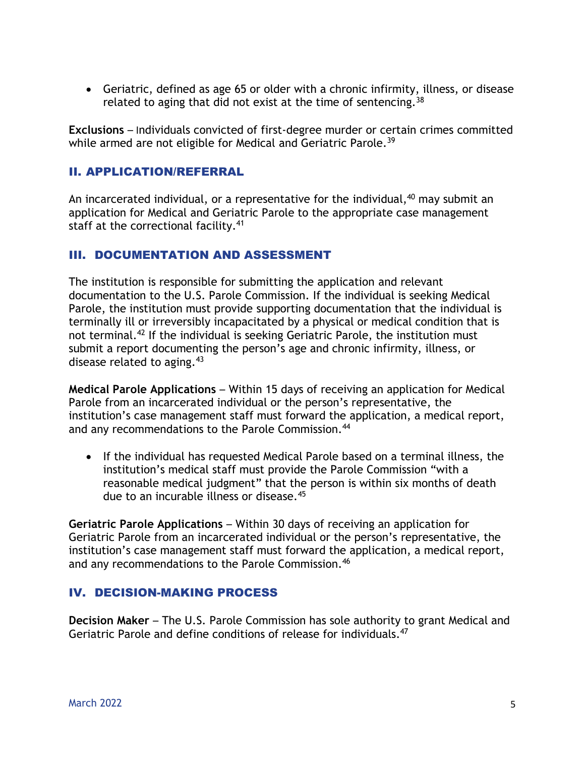- Geriatric, defined as age 65 or older with a chronic infirmity, illness, or disease related to aging that did not exist at the time of sentencing.[38]

**Exclusions** – Individuals convicted of first-degree murder or certain crimes committed while armed are not eligible for Medical and Geriatric Parole.[39]

## II. APPLICATION/REFERRAL

An incarcerated individual, or a representative for the individual,[40] may submit an application for Medical and Geriatric Parole to the appropriate case management staff at the correctional facility.[41]

## III. DOCUMENTATION AND ASSESSMENT

The institution is responsible for submitting the application and relevant documentation to the U.S. Parole Commission. If the individual is seeking Medical Parole, the institution must provide supporting documentation that the individual is terminally ill or irreversibly incapacitated by a physical or medical condition that is not terminal.[42] If the individual is seeking Geriatric Parole, the institution must submit a report documenting the person's age and chronic infirmity, illness, or disease related to aging.[43]

**Medical Parole Applications** – Within 15 days of receiving an application for Medical Parole from an incarcerated individual or the person's representative, the institution's case management staff must forward the application, a medical report, and any recommendations to the Parole Commission.[44]

- If the individual has requested Medical Parole based on a terminal illness, the institution's medical staff must provide the Parole Commission "with a reasonable medical judgment" that the person is within six months of death due to an incurable illness or disease.[45]

**Geriatric Parole Applications** – Within 30 days of receiving an application for Geriatric Parole from an incarcerated individual or the person's representative, the institution's case management staff must forward the application, a medical report, and any recommendations to the Parole Commission.[46]

## IV. DECISION-MAKING PROCESS

**Decision Maker** – The U.S. Parole Commission has sole authority to grant Medical and Geriatric Parole and define conditions of release for individuals.[47]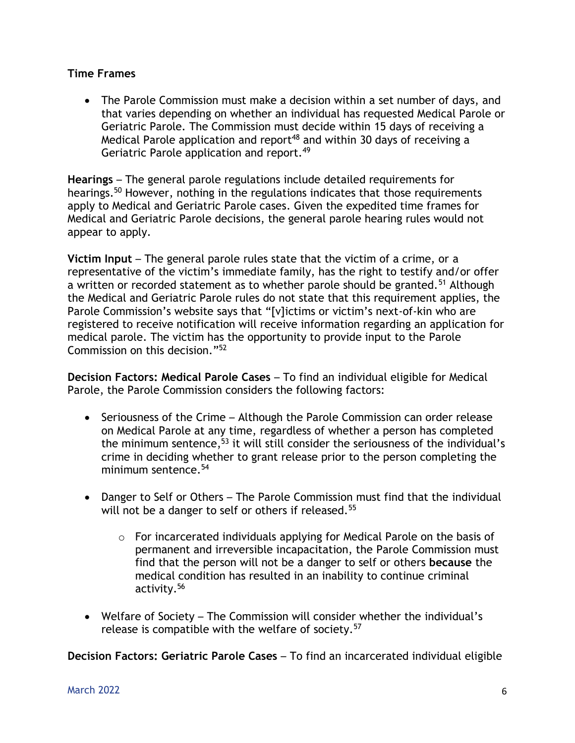**Time Frames**

- The Parole Commission must make a decision within a set number of days, and that varies depending on whether an individual has requested Medical Parole or Geriatric Parole. The Commission must decide within 15 days of receiving a Medical Parole application and report[48] and within 30 days of receiving a Geriatric Parole application and report.[49]

**Hearings** – The general parole regulations include detailed requirements for hearings.[50] However, nothing in the regulations indicates that those requirements apply to Medical and Geriatric Parole cases. Given the expedited time frames for Medical and Geriatric Parole decisions, the general parole hearing rules would not appear to apply.

**Victim Input** – The general parole rules state that the victim of a crime, or a representative of the victim's immediate family, has the right to testify and/or offer a written or recorded statement as to whether parole should be granted.[51] Although the Medical and Geriatric Parole rules do not state that this requirement applies, the Parole Commission's website says that "[v]ictims or victim's next-of-kin who are registered to receive notification will receive information regarding an application for medical parole. The victim has the opportunity to provide input to the Parole Commission on this decision."[52]

**Decision Factors: Medical Parole Cases** – To find an individual eligible for Medical Parole, the Parole Commission considers the following factors:

- Seriousness of the Crime – Although the Parole Commission can order release on Medical Parole at any time, regardless of whether a person has completed the minimum sentence,[53] it will still consider the seriousness of the individual's crime in deciding whether to grant release prior to the person completing the minimum sentence.[54]

- Danger to Self or Others – The Parole Commission must find that the individual will not be a danger to self or others if released.[55]

    - For incarcerated individuals applying for Medical Parole on the basis of permanent and irreversible incapacitation, the Parole Commission must find that the person will not be a danger to self or others **because** the medical condition has resulted in an inability to continue criminal activity.[56]

- Welfare of Society – The Commission will consider whether the individual's release is compatible with the welfare of society.[57]

**Decision Factors: Geriatric Parole Cases** – To find an incarcerated individual eligible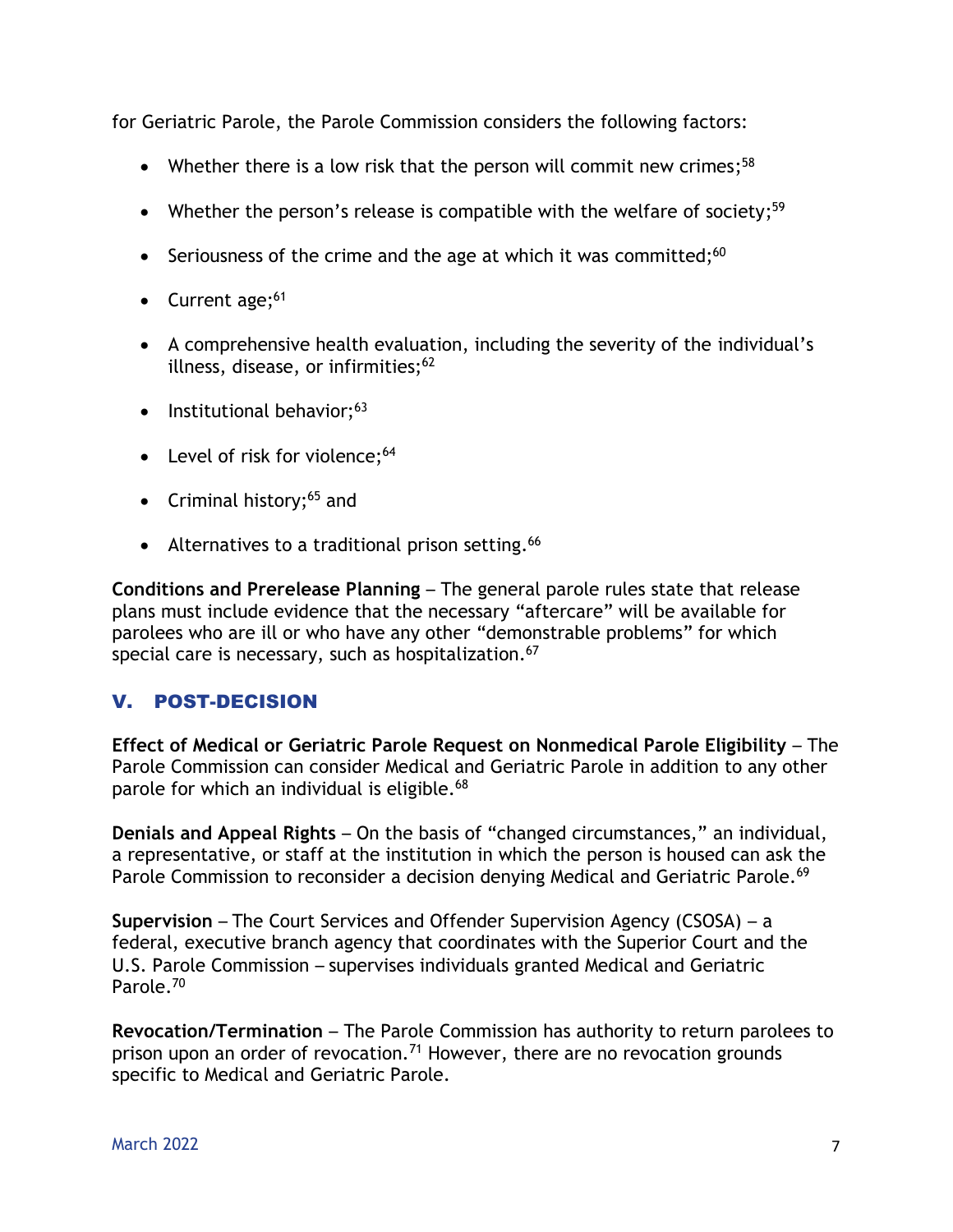for Geriatric Parole, the Parole Commission considers the following factors:

- Whether there is a low risk that the person will commit new crimes;[58]
- Whether the person's release is compatible with the welfare of society;[59]
- Seriousness of the crime and the age at which it was committed;[60]
- Current age;[61]
- A comprehensive health evaluation, including the severity of the individual's illness, disease, or infirmities;[62]
- Institutional behavior;[63]
- Level of risk for violence;[64]
- Criminal history;[65] and
- Alternatives to a traditional prison setting.[66]

**Conditions and Prerelease Planning** – The general parole rules state that release plans must include evidence that the necessary "aftercare" will be available for parolees who are ill or who have any other "demonstrable problems" for which special care is necessary, such as hospitalization.[67]

## V. POST-DECISION

**Effect of Medical or Geriatric Parole Request on Nonmedical Parole Eligibility** – The Parole Commission can consider Medical and Geriatric Parole in addition to any other parole for which an individual is eligible.[68]

**Denials and Appeal Rights** – On the basis of "changed circumstances," an individual, a representative, or staff at the institution in which the person is housed can ask the Parole Commission to reconsider a decision denying Medical and Geriatric Parole.[69]

**Supervision** – The Court Services and Offender Supervision Agency (CSOSA) – a federal, executive branch agency that coordinates with the Superior Court and the U.S. Parole Commission – supervises individuals granted Medical and Geriatric Parole.[70]

**Revocation/Termination** – The Parole Commission has authority to return parolees to prison upon an order of revocation.[71] However, there are no revocation grounds specific to Medical and Geriatric Parole.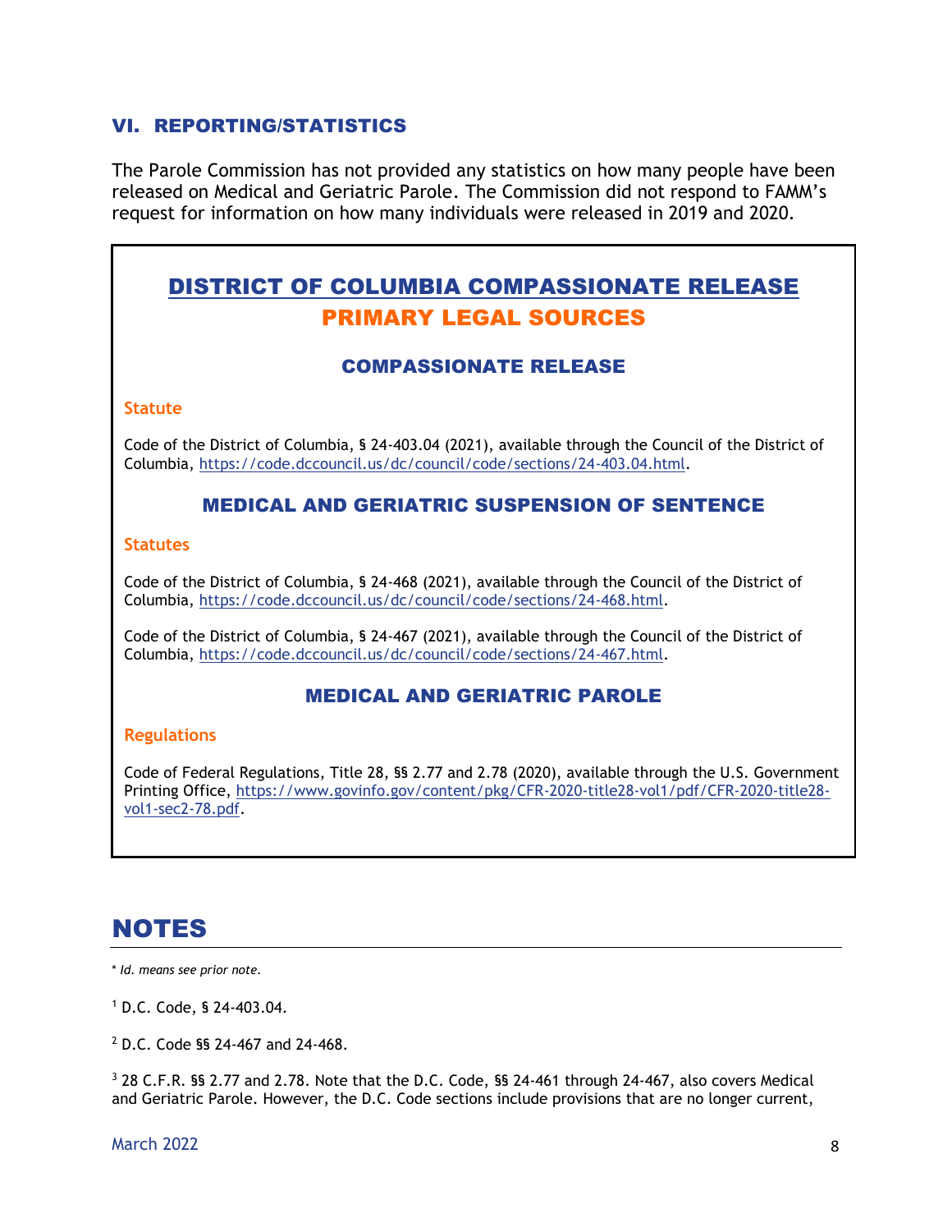## VI. REPORTING/STATISTICS

The Parole Commission has not provided any statistics on how many people have been released on Medical and Geriatric Parole. The Commission did not respond to FAMM's request for information on how many individuals were released in 2019 and 2020.

## DISTRICT OF COLUMBIA COMPASSIONATE RELEASE PRIMARY LEGAL SOURCES

### COMPASSIONATE RELEASE

**Statute**

Code of the District of Columbia, § 24-403.04 (2021), available through the Council of the District of Columbia, https://code.dccouncil.us/dc/council/code/sections/24-403.04.html.

### MEDICAL AND GERIATRIC SUSPENSION OF SENTENCE

**Statutes**

Code of the District of Columbia, § 24-468 (2021), available through the Council of the District of Columbia, https://code.dccouncil.us/dc/council/code/sections/24-468.html.

Code of the District of Columbia, § 24-467 (2021), available through the Council of the District of Columbia, https://code.dccouncil.us/dc/council/code/sections/24-467.html.

### MEDICAL AND GERIATRIC PAROLE

**Regulations**

Code of Federal Regulations, Title 28, §§ 2.77 and 2.78 (2020), available through the U.S. Government Printing Office, https://www.govinfo.gov/content/pkg/CFR-2020-title28-vol1/pdf/CFR-2020-title28-vol1-sec2-78.pdf.

# NOTES

\* *Id. means see prior note.*

[1] D.C. Code, § 24-403.04.

[2] D.C. Code §§ 24-467 and 24-468.

[3] 28 C.F.R. §§ 2.77 and 2.78. Note that the D.C. Code, §§ 24-461 through 24-467, also covers Medical and Geriatric Parole. However, the D.C. Code sections include provisions that are no longer current,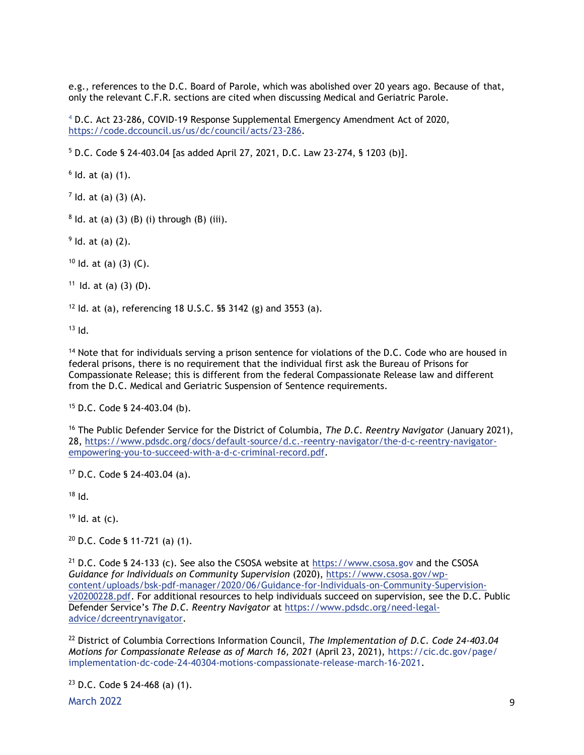e.g., references to the D.C. Board of Parole, which was abolished over 20 years ago. Because of that, only the relevant C.F.R. sections are cited when discussing Medical and Geriatric Parole.

[4] D.C. Act 23-286, COVID-19 Response Supplemental Emergency Amendment Act of 2020, https://code.dccouncil.us/us/dc/council/acts/23-286.

[5] D.C. Code § 24-403.04 [as added April 27, 2021, D.C. Law 23-274, § 1203 (b)].

[6] Id. at (a) (1).

[7] Id. at (a) (3) (A).

[8] Id. at (a) (3) (B) (i) through (B) (iii).

[9] Id. at (a) (2).

[10] Id. at (a) (3) (C).

[11] Id. at (a) (3) (D).

[12] Id. at (a), referencing 18 U.S.C. §§ 3142 (g) and 3553 (a).

[13] Id.

[14] Note that for individuals serving a prison sentence for violations of the D.C. Code who are housed in federal prisons, there is no requirement that the individual first ask the Bureau of Prisons for Compassionate Release; this is different from the federal Compassionate Release law and different from the D.C. Medical and Geriatric Suspension of Sentence requirements.

[15] D.C. Code § 24-403.04 (b).

[16] The Public Defender Service for the District of Columbia, *The D.C. Reentry Navigator* (January 2021), 28, https://www.pdsdc.org/docs/default-source/d.c.-reentry-navigator/the-d-c-reentry-navigator-empowering-you-to-succeed-with-a-d-c-criminal-record.pdf.

[17] D.C. Code § 24-403.04 (a).

[18] Id.

[19] Id. at (c).

[20] D.C. Code § 11-721 (a) (1).

[21] D.C. Code § 24-133 (c). See also the CSOSA website at https://www.csosa.gov and the CSOSA *Guidance for Individuals on Community Supervision* (2020), https://www.csosa.gov/wp-content/uploads/bsk-pdf-manager/2020/06/Guidance-for-Individuals-on-Community-Supervision-v20200228.pdf. For additional resources to help individuals succeed on supervision, see the D.C. Public Defender Service's *The D.C. Reentry Navigator* at https://www.pdsdc.org/need-legal-advice/dcreentrynavigator.

[22] District of Columbia Corrections Information Council, *The Implementation of D.C. Code 24-403.04 Motions for Compassionate Release as of March 16, 2021* (April 23, 2021), https://cic.dc.gov/page/implementation-dc-code-24-40304-motions-compassionate-release-march-16-2021.

[23] D.C. Code § 24-468 (a) (1).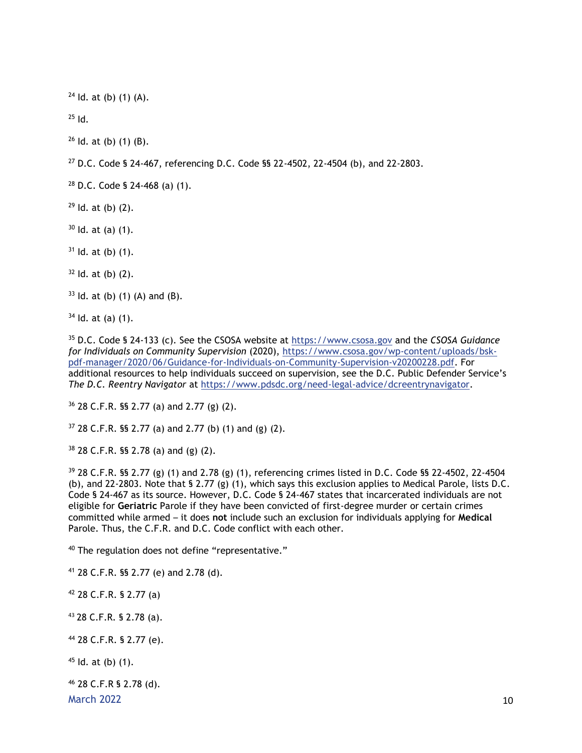[24] Id. at (b) (1) (A).

[25] Id.

[26] Id. at (b) (1) (B).

[27] D.C. Code § 24-467, referencing D.C. Code §§ 22-4502, 22-4504 (b), and 22-2803.

[28] D.C. Code § 24-468 (a) (1).

[29] Id. at (b) (2).

[30] Id. at (a) (1).

[31] Id. at (b) (1).

[32] Id. at (b) (2).

[33] Id. at (b) (1) (A) and (B).

[34] Id. at (a) (1).

[35] D.C. Code § 24-133 (c). See the CSOSA website at https://www.csosa.gov and the *CSOSA Guidance for Individuals on Community Supervision* (2020), https://www.csosa.gov/wp-content/uploads/bsk-pdf-manager/2020/06/Guidance-for-Individuals-on-Community-Supervision-v20200228.pdf. For additional resources to help individuals succeed on supervision, see the D.C. Public Defender Service's *The D.C. Reentry Navigator* at https://www.pdsdc.org/need-legal-advice/dcreentrynavigator.

[36] 28 C.F.R. §§ 2.77 (a) and 2.77 (g) (2).

[37] 28 C.F.R. §§ 2.77 (a) and 2.77 (b) (1) and (g) (2).

[38] 28 C.F.R. §§ 2.78 (a) and (g) (2).

[39] 28 C.F.R. §§ 2.77 (g) (1) and 2.78 (g) (1), referencing crimes listed in D.C. Code §§ 22-4502, 22-4504 (b), and 22-2803. Note that § 2.77 (g) (1), which says this exclusion applies to Medical Parole, lists D.C. Code § 24-467 as its source. However, D.C. Code § 24-467 states that incarcerated individuals are not eligible for **Geriatric** Parole if they have been convicted of first-degree murder or certain crimes committed while armed – it does **not** include such an exclusion for individuals applying for **Medical** Parole. Thus, the C.F.R. and D.C. Code conflict with each other.

[40] The regulation does not define "representative."

[41] 28 C.F.R. §§ 2.77 (e) and 2.78 (d).

[42] 28 C.F.R. § 2.77 (a)

[43] 28 C.F.R. § 2.78 (a).

[44] 28 C.F.R. § 2.77 (e).

[45] Id. at (b) (1).

[46] 28 C.F.R § 2.78 (d).

March 2022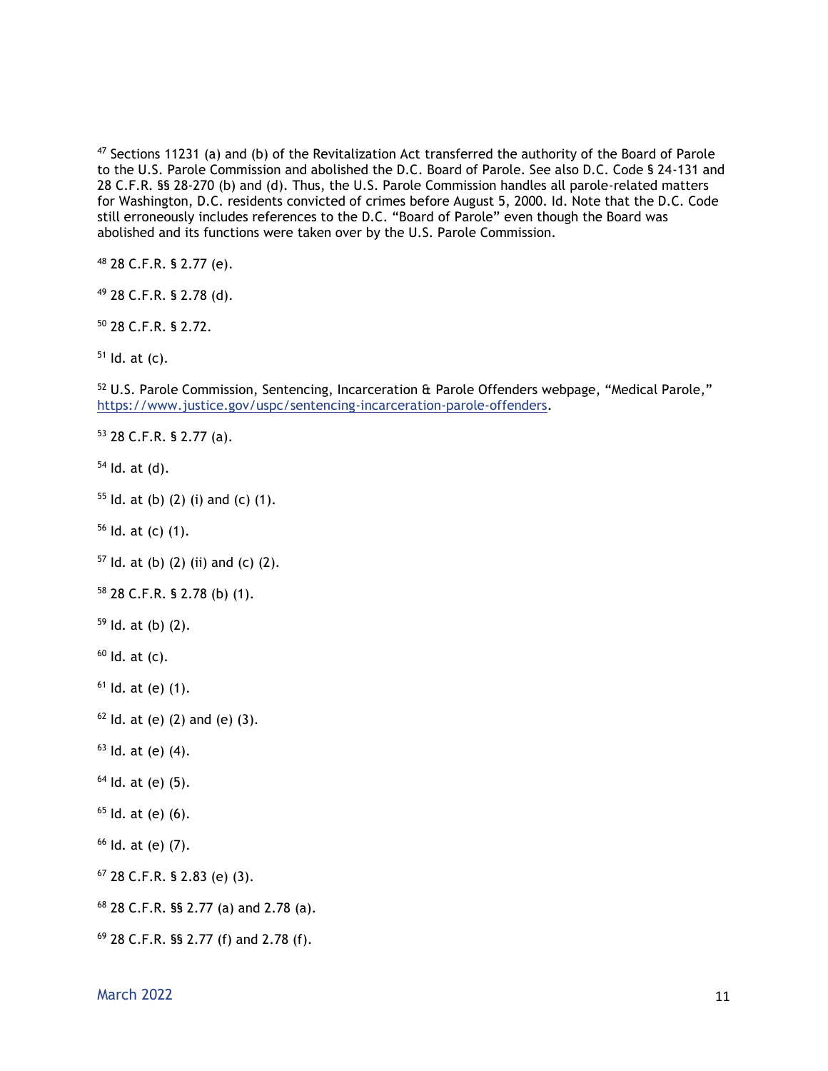[47] Sections 11231 (a) and (b) of the Revitalization Act transferred the authority of the Board of Parole to the U.S. Parole Commission and abolished the D.C. Board of Parole. See also D.C. Code § 24-131 and 28 C.F.R. §§ 28-270 (b) and (d). Thus, the U.S. Parole Commission handles all parole-related matters for Washington, D.C. residents convicted of crimes before August 5, 2000. Id. Note that the D.C. Code still erroneously includes references to the D.C. "Board of Parole" even though the Board was abolished and its functions were taken over by the U.S. Parole Commission.

[48] 28 C.F.R. § 2.77 (e).

[49] 28 C.F.R. § 2.78 (d).

[50] 28 C.F.R. § 2.72.

[51] Id. at (c).

[52] U.S. Parole Commission, Sentencing, Incarceration & Parole Offenders webpage, "Medical Parole," https://www.justice.gov/uspc/sentencing-incarceration-parole-offenders.

[53] 28 C.F.R. § 2.77 (a).

[54] Id. at (d).

[55] Id. at (b) (2) (i) and (c) (1).

[56] Id. at (c) (1).

[57] Id. at (b) (2) (ii) and (c) (2).

[58] 28 C.F.R. § 2.78 (b) (1).

[59] Id. at (b) (2).

[60] Id. at (c).

[61] Id. at (e) (1).

[62] Id. at (e) (2) and (e) (3).

[63] Id. at (e) (4).

[64] Id. at (e) (5).

[65] Id. at (e) (6).

[66] Id. at (e) (7).

[67] 28 C.F.R. § 2.83 (e) (3).

[68] 28 C.F.R. §§ 2.77 (a) and 2.78 (a).

[69] 28 C.F.R. §§ 2.77 (f) and 2.78 (f).

March 2022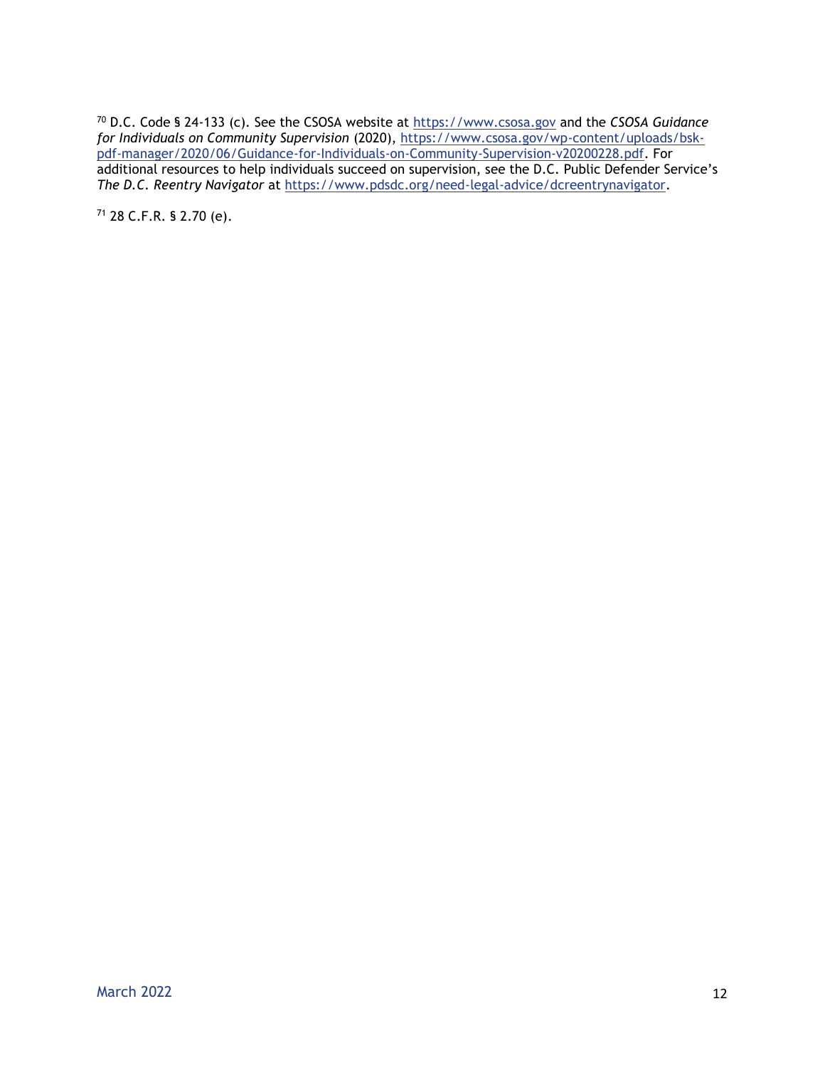[70] D.C. Code § 24-133 (c). See the CSOSA website at https://www.csosa.gov and the *CSOSA Guidance for Individuals on Community Supervision* (2020), https://www.csosa.gov/wp-content/uploads/bsk-pdf-manager/2020/06/Guidance-for-Individuals-on-Community-Supervision-v20200228.pdf. For additional resources to help individuals succeed on supervision, see the D.C. Public Defender Service's *The D.C. Reentry Navigator* at https://www.pdsdc.org/need-legal-advice/dcreentrynavigator.

[71] 28 C.F.R. § 2.70 (e).